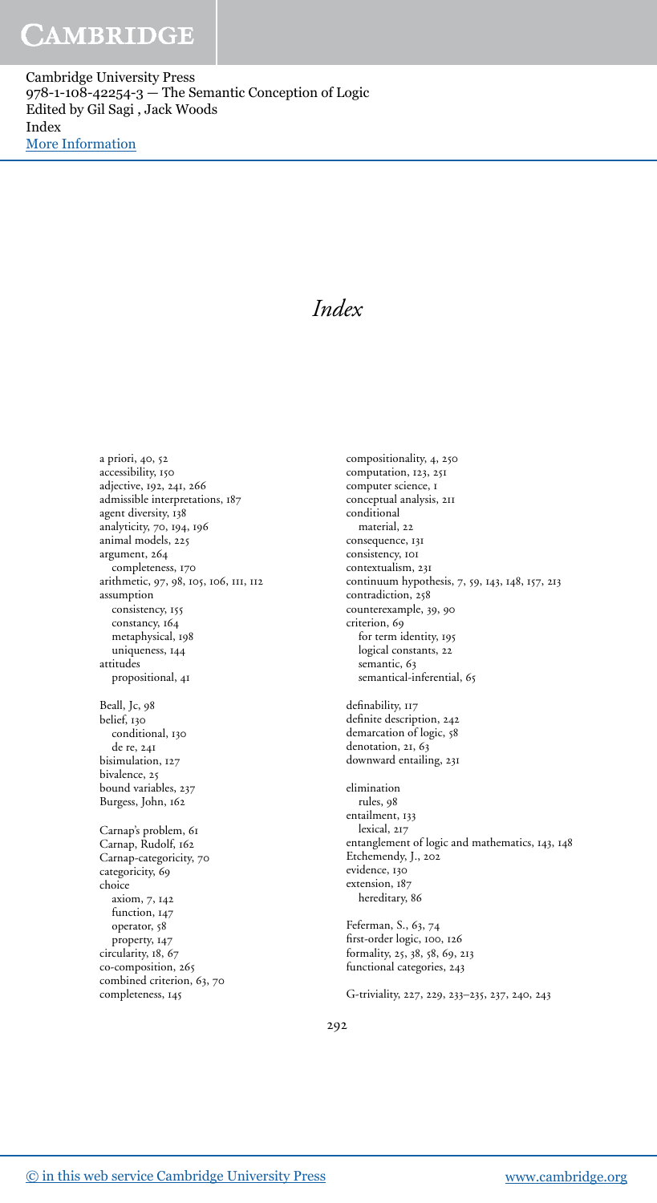# Index

a priori, 40, 52
accessibility, 150
adjective, 192, 241, 266
admissible interpretations, 187
agent diversity, 138
analyticity, 70, 194, 196
animal models, 225
argument, 264
  completeness, 170
arithmetic, 97, 98, 105, 106, 111, 112
assumption
  consistency, 155
  constancy, 164
  metaphysical, 198
  uniqueness, 144
attitudes
  propositional, 41

Beall, Jc, 98
belief, 130
  conditional, 130
  de re, 241
bisimulation, 127
bivalence, 25
bound variables, 237
Burgess, John, 162

Carnap's problem, 61
Carnap, Rudolf, 162
Carnap-categoricity, 70
categoricity, 69
choice
  axiom, 7, 142
  function, 147
  operator, 58
  property, 147
circularity, 18, 67
co-composition, 265
combined criterion, 63, 70
completeness, 145
compositionality, 4, 250
computation, 123, 251
computer science, 1
conceptual analysis, 211
conditional
  material, 22
consequence, 131
consistency, 101
contextualism, 231
continuum hypothesis, 7, 59, 143, 148, 157, 213
contradiction, 258
counterexample, 39, 90
criterion, 69
  for term identity, 195
  logical constants, 22
  semantic, 63
  semantical-inferential, 65

definability, 117
definite description, 242
demarcation of logic, 58
denotation, 21, 63
downward entailing, 231

elimination
  rules, 98
entailment, 133
  lexical, 217
entanglement of logic and mathematics, 143, 148
Etchemendy, J., 202
evidence, 130
extension, 187
  hereditary, 86

Feferman, S., 63, 74
first-order logic, 100, 126
formality, 25, 38, 58, 69, 213
functional categories, 243

G-triviality, 227, 229, 233–235, 237, 240, 243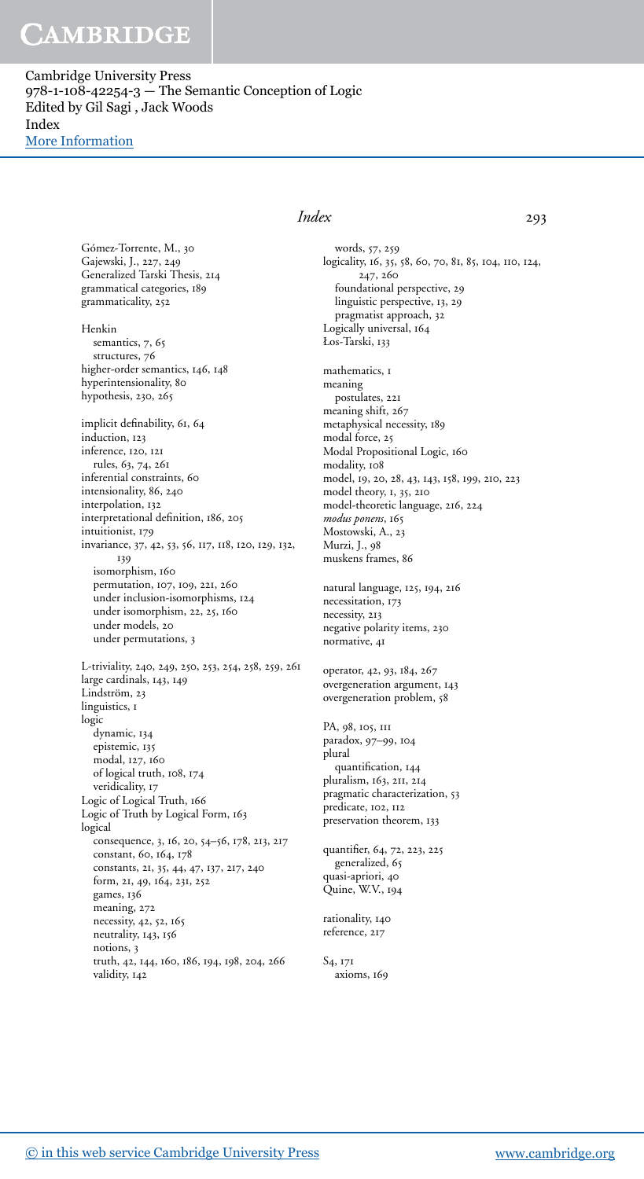Gómez-Torrente, M., 30
Gajewski, J., 227, 249
Generalized Tarski Thesis, 214
grammatical categories, 189
grammaticality, 252

Henkin
  semantics, 7, 65
  structures, 76
higher-order semantics, 146, 148
hyperintensionality, 80
hypothesis, 230, 265

implicit definability, 61, 64
induction, 123
inference, 120, 121
  rules, 63, 74, 261
inferential constraints, 60
intensionality, 86, 240
interpolation, 132
interpretational definition, 186, 205
intuitionist, 179
invariance, 37, 42, 53, 56, 117, 118, 120, 129, 132, 139
  isomorphism, 160
  permutation, 107, 109, 221, 260
  under inclusion-isomorphisms, 124
  under isomorphism, 22, 25, 160
  under models, 20
  under permutations, 3

L-triviality, 240, 249, 250, 253, 254, 258, 259, 261
large cardinals, 143, 149
Lindström, 23
linguistics, 1
logic
  dynamic, 134
  epistemic, 135
  modal, 127, 160
  of logical truth, 108, 174
  veridicality, 17
Logic of Logical Truth, 166
Logic of Truth by Logical Form, 163
logical
  consequence, 3, 16, 20, 54–56, 178, 213, 217
  constant, 60, 164, 178
  constants, 21, 35, 44, 47, 137, 217, 240
  form, 21, 49, 164, 231, 252
  games, 136
  meaning, 272
  necessity, 42, 52, 165
  neutrality, 143, 156
  notions, 3
  truth, 42, 144, 160, 186, 194, 198, 204, 266
  validity, 142
  words, 57, 259
logicality, 16, 35, 58, 60, 70, 81, 85, 104, 110, 124, 247, 260
  foundational perspective, 29
  linguistic perspective, 13, 29
  pragmatist approach, 32
Logically universal, 164
Łos-Tarski, 133

mathematics, 1
meaning
  postulates, 221
meaning shift, 267
metaphysical necessity, 189
modal force, 25
Modal Propositional Logic, 160
modality, 108
model, 19, 20, 28, 43, 143, 158, 199, 210, 223
model theory, 1, 35, 210
model-theoretic language, 216, 224
*modus ponens*, 165
Mostowski, A., 23
Murzi, J., 98
muskens frames, 86

natural language, 125, 194, 216
necessitation, 173
necessity, 213
negative polarity items, 230
normative, 41

operator, 42, 93, 184, 267
overgeneration argument, 143
overgeneration problem, 58

PA, 98, 105, 111
paradox, 97–99, 104
plural
  quantification, 144
pluralism, 163, 211, 214
pragmatic characterization, 53
predicate, 102, 112
preservation theorem, 133

quantifier, 64, 72, 223, 225
  generalized, 65
quasi-apriori, 40
Quine, W.V., 194

rationality, 140
reference, 217

S4, 171
  axioms, 169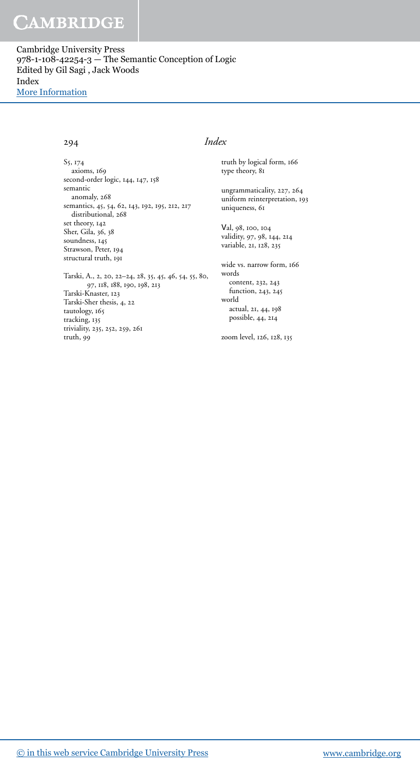S5, 174
  axioms, 169
second-order logic, 144, 147, 158
semantic
  anomaly, 268
semantics, 45, 54, 62, 143, 192, 195, 212, 217
  distributional, 268
set theory, 142
Sher, Gila, 36, 38
soundness, 145
Strawson, Peter, 194
structural truth, 191

Tarski, A., 2, 20, 22–24, 28, 35, 45, 46, 54, 55, 80, 97, 118, 188, 190, 198, 213
Tarski-Knaster, 123
Tarski-Sher thesis, 4, 22
tautology, 165
tracking, 135
triviality, 235, 252, 259, 261
truth, 99
truth by logical form, 166
type theory, 81

ungrammaticality, 227, 264
uniform reinterpretation, 193
uniqueness, 61

Val, 98, 100, 104
validity, 97, 98, 144, 214
variable, 21, 128, 235

wide vs. narrow form, 166
words
  content, 232, 243
  function, 243, 245
world
  actual, 21, 44, 198
  possible, 44, 214

zoom level, 126, 128, 135